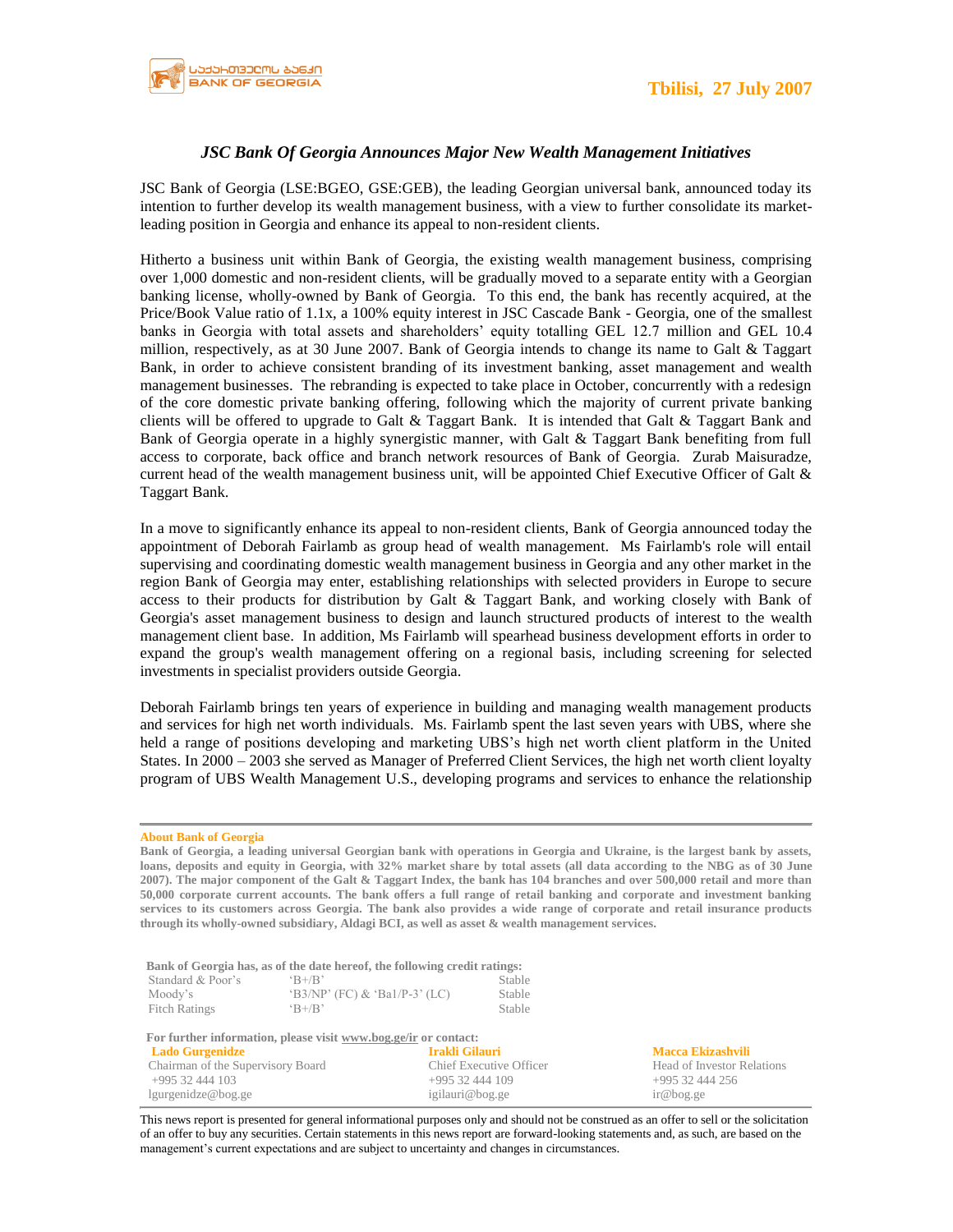Tbilisi, 27 July 2007

## *JSC Bank Of Georgia Announces Major New Wealth Management Initiatives*

JSC Bank of Georgia (LSE:BGEO, GSE:GEB), the leading Georgian universal bank, announced today its intention to further develop its wealth management business, with a view to further consolidate its market-leading position in Georgia and enhance its appeal to non-resident clients.

Hitherto a business unit within Bank of Georgia, the existing wealth management business, comprising over 1,000 domestic and non-resident clients, will be gradually moved to a separate entity with a Georgian banking license, wholly-owned by Bank of Georgia. To this end, the bank has recently acquired, at the Price/Book Value ratio of 1.1x, a 100% equity interest in JSC Cascade Bank - Georgia, one of the smallest banks in Georgia with total assets and shareholders' equity totalling GEL 12.7 million and GEL 10.4 million, respectively, as at 30 June 2007. Bank of Georgia intends to change its name to Galt & Taggart Bank, in order to achieve consistent branding of its investment banking, asset management and wealth management businesses. The rebranding is expected to take place in October, concurrently with a redesign of the core domestic private banking offering, following which the majority of current private banking clients will be offered to upgrade to Galt & Taggart Bank. It is intended that Galt & Taggart Bank and Bank of Georgia operate in a highly synergistic manner, with Galt & Taggart Bank benefiting from full access to corporate, back office and branch network resources of Bank of Georgia. Zurab Maisuradze, current head of the wealth management business unit, will be appointed Chief Executive Officer of Galt & Taggart Bank.

In a move to significantly enhance its appeal to non-resident clients, Bank of Georgia announced today the appointment of Deborah Fairlamb as group head of wealth management. Ms Fairlamb's role will entail supervising and coordinating domestic wealth management business in Georgia and any other market in the region Bank of Georgia may enter, establishing relationships with selected providers in Europe to secure access to their products for distribution by Galt & Taggart Bank, and working closely with Bank of Georgia's asset management business to design and launch structured products of interest to the wealth management client base. In addition, Ms Fairlamb will spearhead business development efforts in order to expand the group's wealth management offering on a regional basis, including screening for selected investments in specialist providers outside Georgia.

Deborah Fairlamb brings ten years of experience in building and managing wealth management products and services for high net worth individuals. Ms. Fairlamb spent the last seven years with UBS, where she held a range of positions developing and marketing UBS's high net worth client platform in the United States. In 2000 – 2003 she served as Manager of Preferred Client Services, the high net worth client loyalty program of UBS Wealth Management U.S., developing programs and services to enhance the relationship

---

**About Bank of Georgia**

**Bank of Georgia, a leading universal Georgian bank with operations in Georgia and Ukraine, is the largest bank by assets, loans, deposits and equity in Georgia, with 32% market share by total assets (all data according to the NBG as of 30 June 2007). The major component of the Galt & Taggart Index, the bank has 104 branches and over 500,000 retail and more than 50,000 corporate current accounts. The bank offers a full range of retail banking and corporate and investment banking services to its customers across Georgia. The bank also provides a wide range of corporate and retail insurance products through its wholly-owned subsidiary, Aldagi BCI, as well as asset & wealth management services.**

**Bank of Georgia has, as of the date hereof, the following credit ratings:**

| | | |
|---|---|---|
| Standard & Poor's | 'B+/B' | Stable |
| Moody's | 'B3/NP' (FC) & 'Ba1/P-3' (LC) | Stable |
| Fitch Ratings | 'B+/B' | Stable |

**For further information, please visit www.bog.ge/ir or contact:**

| | | |
|---|---|---|
| **Lado Gurgenidze** | **Irakli Gilauri** | **Macca Ekizashvili** |
| Chairman of the Supervisory Board | Chief Executive Officer | Head of Investor Relations |
| +995 32 444 103 | +995 32 444 109 | +995 32 444 256 |
| lgurgenidze@bog.ge | igilauri@bog.ge | ir@bog.ge |

This news report is presented for general informational purposes only and should not be construed as an offer to sell or the solicitation of an offer to buy any securities. Certain statements in this news report are forward-looking statements and, as such, are based on the management's current expectations and are subject to uncertainty and changes in circumstances.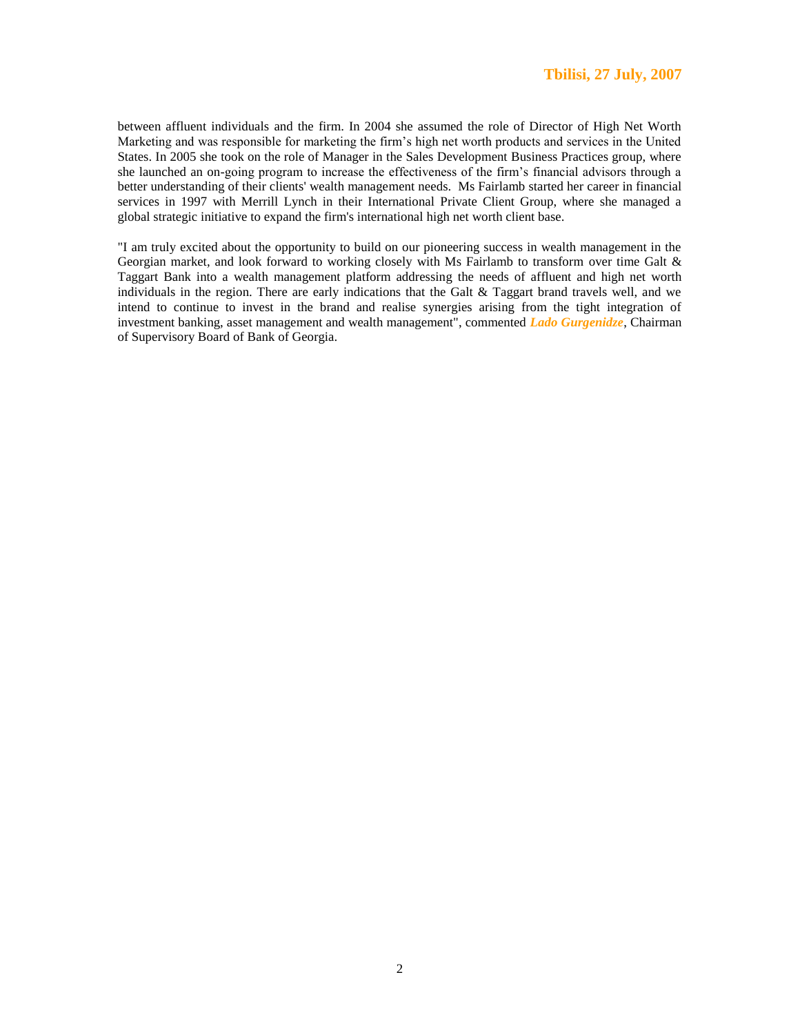between affluent individuals and the firm. In 2004 she assumed the role of Director of High Net Worth Marketing and was responsible for marketing the firm's high net worth products and services in the United States. In 2005 she took on the role of Manager in the Sales Development Business Practices group, where she launched an on-going program to increase the effectiveness of the firm's financial advisors through a better understanding of their clients' wealth management needs. Ms Fairlamb started her career in financial services in 1997 with Merrill Lynch in their International Private Client Group, where she managed a global strategic initiative to expand the firm's international high net worth client base.

"I am truly excited about the opportunity to build on our pioneering success in wealth management in the Georgian market, and look forward to working closely with Ms Fairlamb to transform over time Galt & Taggart Bank into a wealth management platform addressing the needs of affluent and high net worth individuals in the region. There are early indications that the Galt & Taggart brand travels well, and we intend to continue to invest in the brand and realise synergies arising from the tight integration of investment banking, asset management and wealth management", commented ***Lado Gurgenidze***, Chairman of Supervisory Board of Bank of Georgia.